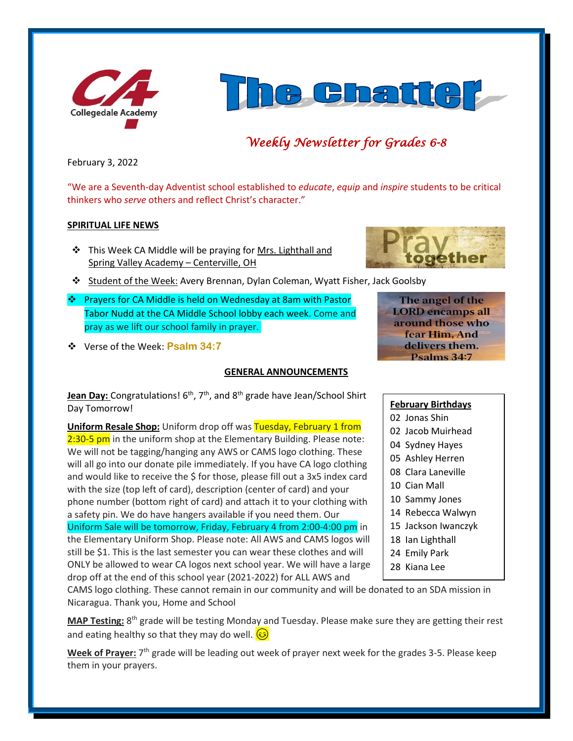# The Chatter

*Weekly Newsletter for Grades 6-8*

February 3, 2022

"We are a Seventh-day Adventist school established to *educate*, *equip* and *inspire* students to be critical thinkers who *serve* others and reflect Christ's character."

## SPIRITUAL LIFE NEWS

- This Week CA Middle will be praying for Mrs. Lighthall and Spring Valley Academy – Centerville, OH
- Student of the Week: Avery Brennan, Dylan Coleman, Wyatt Fisher, Jack Goolsby
- Prayers for CA Middle is held on Wednesday at 8am with Pastor Tabor Nudd at the CA Middle School lobby each week. Come and pray as we lift our school family in prayer.
- Verse of the Week: **Psalm 34:7**

The angel of the LORD encamps all around those who fear Him, And delivers them. Psalms 34:7

## GENERAL ANNOUNCEMENTS

**Jean Day:** Congratulations! 6th, 7th, and 8th grade have Jean/School Shirt Day Tomorrow!

**Uniform Resale Shop:** Uniform drop off was Tuesday, February 1 from 2:30-5 pm in the uniform shop at the Elementary Building. Please note: We will not be tagging/hanging any AWS or CAMS logo clothing. These will all go into our donate pile immediately. If you have CA logo clothing and would like to receive the $ for those, please fill out a 3x5 index card with the size (top left of card), description (center of card) and your phone number (bottom right of card) and attach it to your clothing with a safety pin. We do have hangers available if you need them. Our Uniform Sale will be tomorrow, Friday, February 4 from 2:00-4:00 pm in the Elementary Uniform Shop. Please note: All AWS and CAMS logos will still be $1. This is the last semester you can wear these clothes and will ONLY be allowed to wear CA logos next school year. We will have a large drop off at the end of this school year (2021-2022) for ALL AWS and CAMS logo clothing. These cannot remain in our community and will be donated to an SDA mission in Nicaragua. Thank you, Home and School

**February Birthdays**

02 Jonas Shin
02 Jacob Muirhead
04 Sydney Hayes
05 Ashley Herren
08 Clara Laneville
10 Cian Mall
10 Sammy Jones
14 Rebecca Walwyn
15 Jackson Iwanczyk
18 Ian Lighthall
24 Emily Park
28 Kiana Lee

**MAP Testing:** 8th grade will be testing Monday and Tuesday. Please make sure they are getting their rest and eating healthy so that they may do well. 😊

**Week of Prayer:** 7th grade will be leading out week of prayer next week for the grades 3-5. Please keep them in your prayers.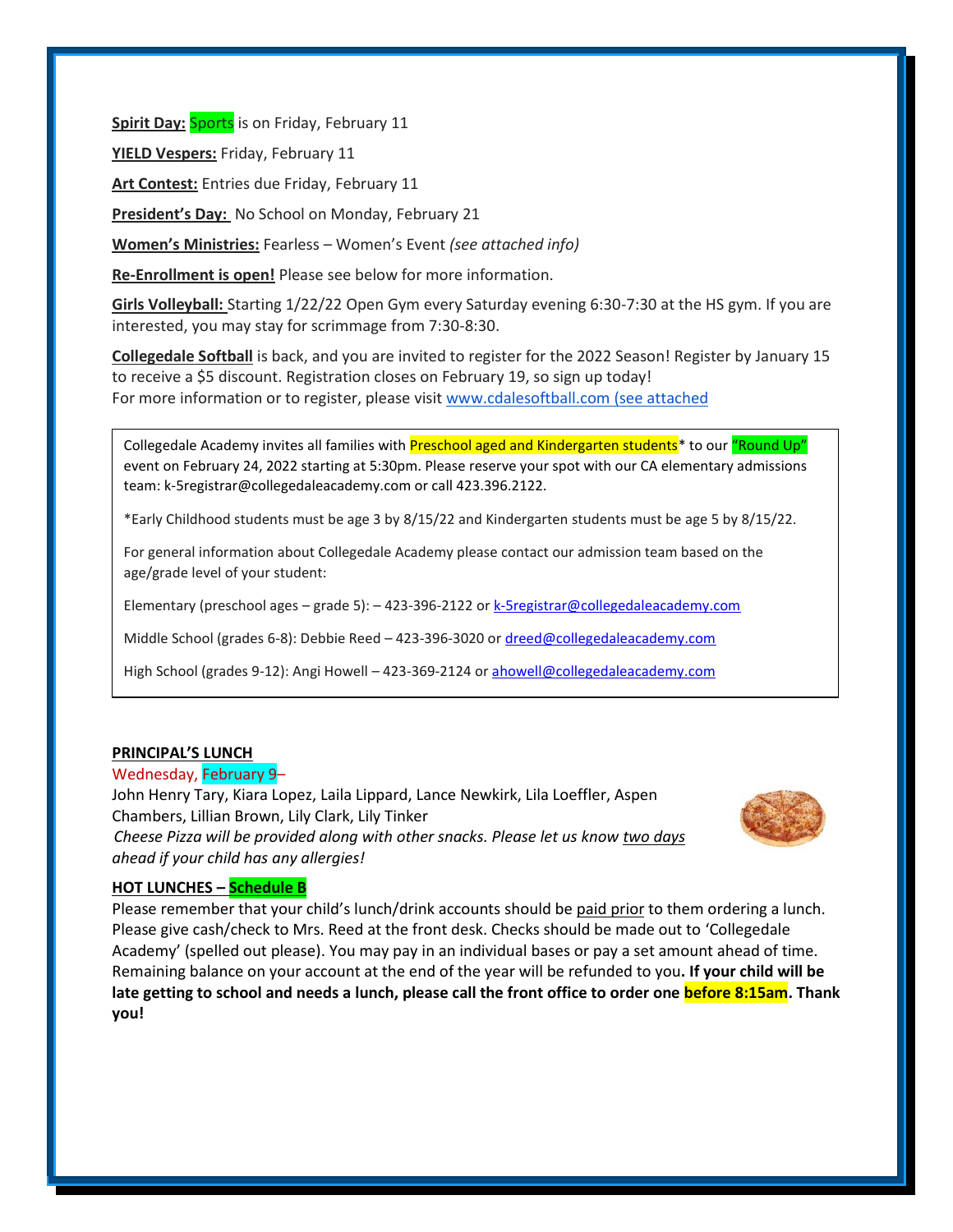**Spirit Day:** Sports is on Friday, February 11

**YIELD Vespers:** Friday, February 11

**Art Contest:** Entries due Friday, February 11

**President's Day:** No School on Monday, February 21

**Women's Ministries:** Fearless – Women's Event *(see attached info)*

**Re-Enrollment is open!** Please see below for more information.

**Girls Volleyball:** Starting 1/22/22 Open Gym every Saturday evening 6:30-7:30 at the HS gym. If you are interested, you may stay for scrimmage from 7:30-8:30.

**Collegedale Softball** is back, and you are invited to register for the 2022 Season! Register by January 15 to receive a $5 discount. Registration closes on February 19, so sign up today!
For more information or to register, please visit www.cdalesoftball.com (see attached

Collegedale Academy invites all families with Preschool aged and Kindergarten students* to our "Round Up" event on February 24, 2022 starting at 5:30pm. Please reserve your spot with our CA elementary admissions team: k-5registrar@collegedaleacademy.com or call 423.396.2122.

*Early Childhood students must be age 3 by 8/15/22 and Kindergarten students must be age 5 by 8/15/22.

For general information about Collegedale Academy please contact our admission team based on the age/grade level of your student:

Elementary (preschool ages – grade 5): – 423-396-2122 or k-5registrar@collegedaleacademy.com

Middle School (grades 6-8): Debbie Reed – 423-396-3020 or dreed@collegedaleacademy.com

High School (grades 9-12): Angi Howell – 423-369-2124 or ahowell@collegedaleacademy.com

**PRINCIPAL'S LUNCH**

Wednesday, February 9–
John Henry Tary, Kiara Lopez, Laila Lippard, Lance Newkirk, Lila Loeffler, Aspen Chambers, Lillian Brown, Lily Clark, Lily Tinker
*Cheese Pizza will be provided along with other snacks. Please let us know two days ahead if your child has any allergies!*

**HOT LUNCHES – Schedule B**

Please remember that your child's lunch/drink accounts should be paid prior to them ordering a lunch. Please give cash/check to Mrs. Reed at the front desk. Checks should be made out to 'Collegedale Academy' (spelled out please). You may pay in an individual bases or pay a set amount ahead of time. Remaining balance on your account at the end of the year will be refunded to you**. If your child will be late getting to school and needs a lunch, please call the front office to order one before 8:15am. Thank you!**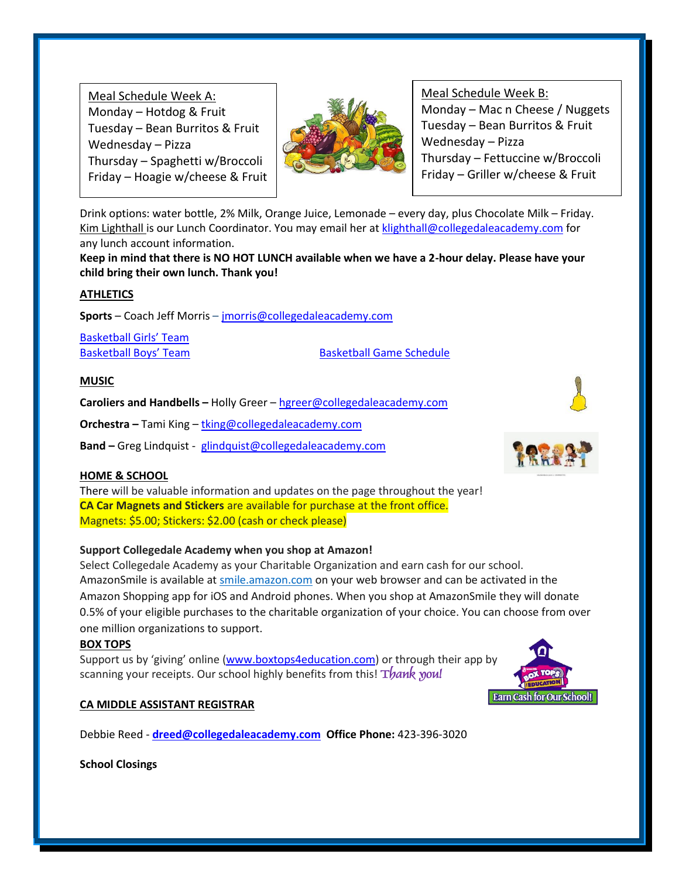Meal Schedule Week A:
Monday – Hotdog & Fruit
Tuesday – Bean Burritos & Fruit
Wednesday – Pizza
Thursday – Spaghetti w/Broccoli
Friday – Hoagie w/cheese & Fruit

Meal Schedule Week B:
Monday – Mac n Cheese / Nuggets
Tuesday – Bean Burritos & Fruit
Wednesday – Pizza
Thursday – Fettuccine w/Broccoli
Friday – Griller w/cheese & Fruit

Drink options: water bottle, 2% Milk, Orange Juice, Lemonade – every day, plus Chocolate Milk – Friday. Kim Lighthall is our Lunch Coordinator. You may email her at klighthall@collegedaleacademy.com for any lunch account information.

**Keep in mind that there is NO HOT LUNCH available when we have a 2-hour delay. Please have your child bring their own lunch. Thank you!**

**ATHLETICS**

**Sports** – Coach Jeff Morris – jmorris@collegedaleacademy.com

Basketball Girls' Team
Basketball Boys' Team

Basketball Game Schedule

**MUSIC**

**Caroliers and Handbells –** Holly Greer – hgreer@collegedaleacademy.com

**Orchestra –** Tami King – tking@collegedaleacademy.com

**Band –** Greg Lindquist - glindquist@collegedaleacademy.com

**HOME & SCHOOL**

There will be valuable information and updates on the page throughout the year!
**CA Car Magnets and Stickers** are available for purchase at the front office.
Magnets: $5.00; Stickers: $2.00 (cash or check please)

**Support Collegedale Academy when you shop at Amazon!**

Select Collegedale Academy as your Charitable Organization and earn cash for our school. AmazonSmile is available at smile.amazon.com on your web browser and can be activated in the Amazon Shopping app for iOS and Android phones. When you shop at AmazonSmile they will donate 0.5% of your eligible purchases to the charitable organization of your choice. You can choose from over one million organizations to support.

**BOX TOPS**

Support us by 'giving' online (www.boxtops4education.com) or through their app by scanning your receipts. Our school highly benefits from this! *Thank you!*

**CA MIDDLE ASSISTANT REGISTRAR**

Debbie Reed - **dreed@collegedaleacademy.com** **Office Phone:** 423-396-3020

**School Closings**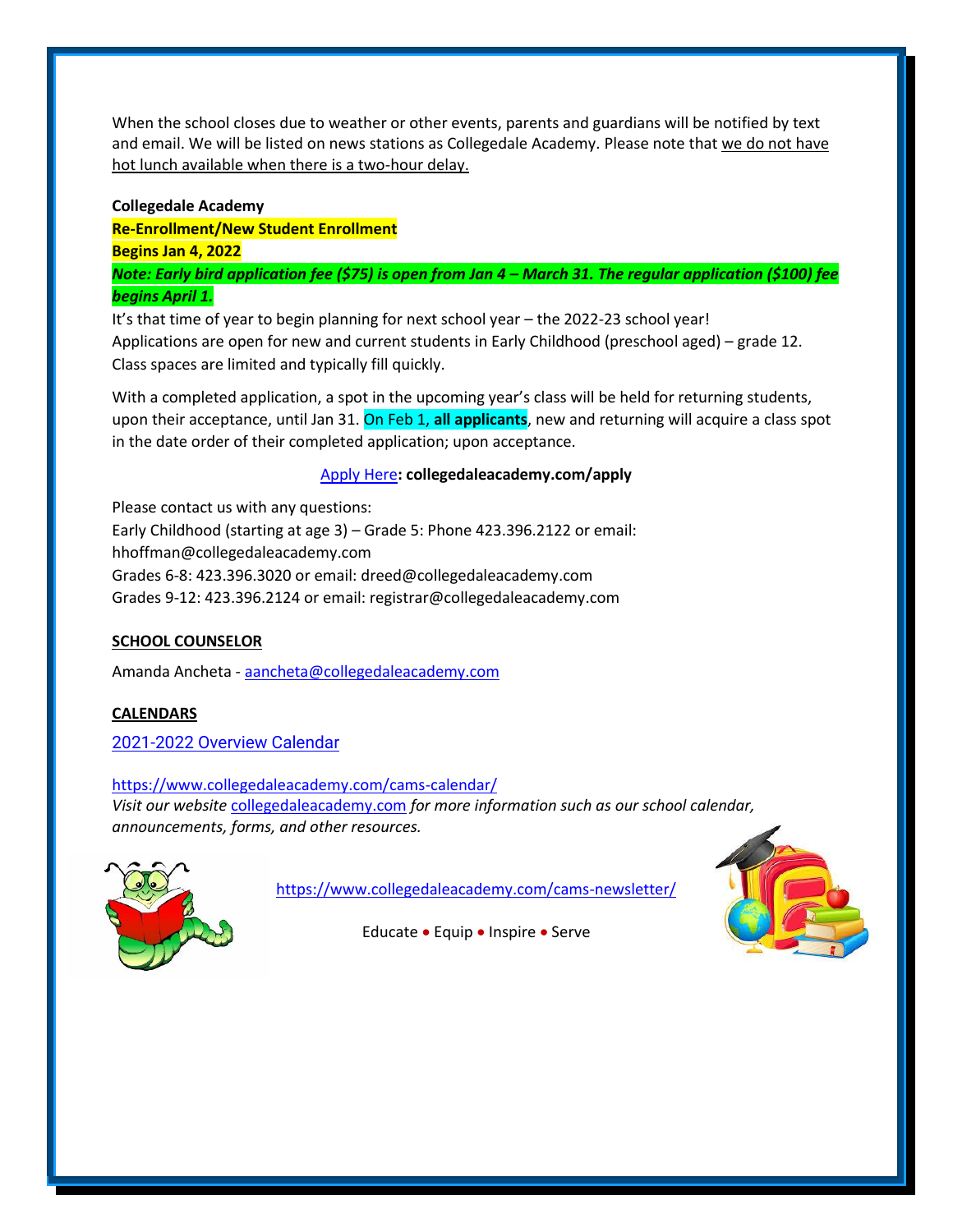When the school closes due to weather or other events, parents and guardians will be notified by text and email. We will be listed on news stations as Collegedale Academy. Please note that we do not have hot lunch available when there is a two-hour delay.

**Collegedale Academy**

**Re-Enrollment/New Student Enrollment**

**Begins Jan 4, 2022**

***Note: Early bird application fee ($75) is open from Jan 4 – March 31. The regular application ($100) fee begins April 1.***

It's that time of year to begin planning for next school year – the 2022-23 school year!
Applications are open for new and current students in Early Childhood (preschool aged) – grade 12.
Class spaces are limited and typically fill quickly.

With a completed application, a spot in the upcoming year's class will be held for returning students, upon their acceptance, until Jan 31. On Feb 1, **all applicants**, new and returning will acquire a class spot in the date order of their completed application; upon acceptance.

Apply Here**: collegedaleacademy.com/apply**

Please contact us with any questions:
Early Childhood (starting at age 3) – Grade 5: Phone 423.396.2122 or email: hhoffman@collegedaleacademy.com
Grades 6-8: 423.396.3020 or email: dreed@collegedaleacademy.com
Grades 9-12: 423.396.2124 or email: registrar@collegedaleacademy.com

**SCHOOL COUNSELOR**

Amanda Ancheta - aancheta@collegedaleacademy.com

**CALENDARS**

2021-2022 Overview Calendar

https://www.collegedaleacademy.com/cams-calendar/
*Visit our website* collegedaleacademy.com *for more information such as our school calendar, announcements, forms, and other resources.*

https://www.collegedaleacademy.com/cams-newsletter/

Educate • Equip • Inspire • Serve